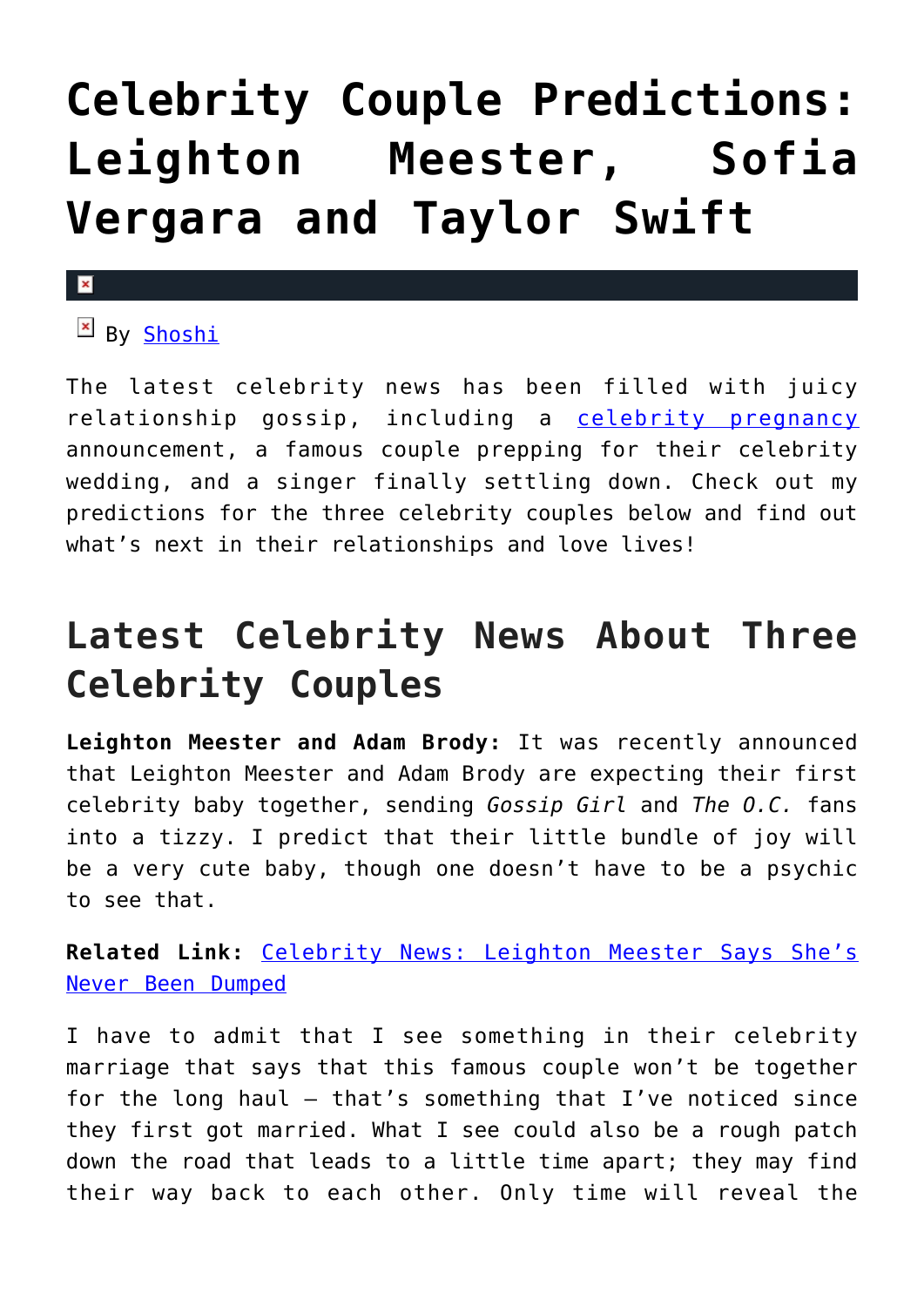# Celebrity Couple Predictions: Leighton Meester, Sofia Vergara and Taylor Swift

By Shoshi

The latest celebrity news has been filled with juicy relationship gossip, including a celebrity pregnancy announcement, a famous couple prepping for their celebrity wedding, and a singer finally settling down. Check out my predictions for the three celebrity couples below and find out what's next in their relationships and love lives!

## Latest Celebrity News About Three Celebrity Couples

**Leighton Meester and Adam Brody:** It was recently announced that Leighton Meester and Adam Brody are expecting their first celebrity baby together, sending *Gossip Girl* and *The O.C.* fans into a tizzy. I predict that their little bundle of joy will be a very cute baby, though one doesn't have to be a psychic to see that.

**Related Link:** Celebrity News: Leighton Meester Says She's Never Been Dumped

I have to admit that I see something in their celebrity marriage that says that this famous couple won't be together for the long haul — that's something that I've noticed since they first got married. What I see could also be a rough patch down the road that leads to a little time apart; they may find their way back to each other. Only time will reveal the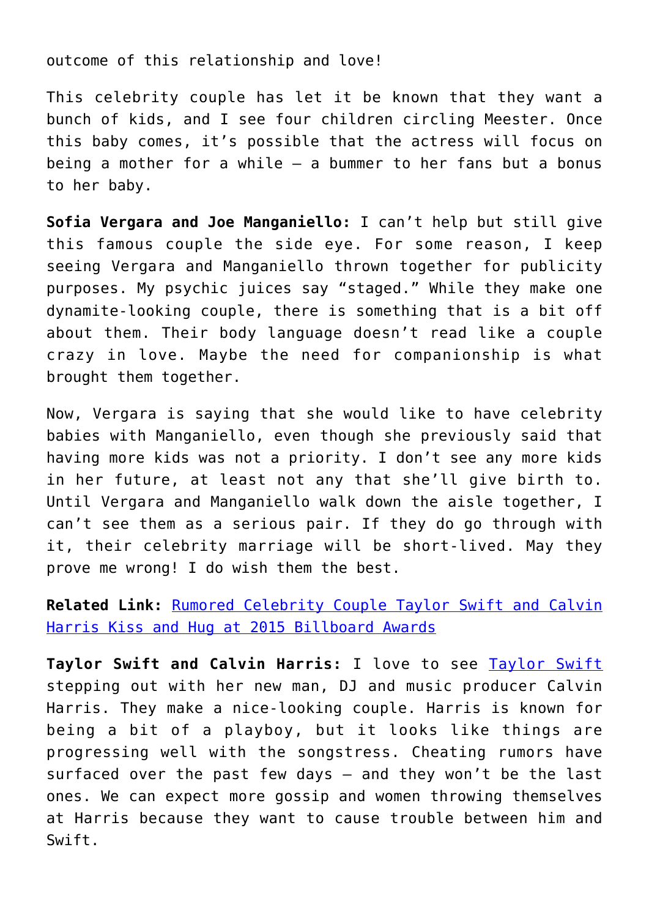outcome of this relationship and love!

This celebrity couple has let it be known that they want a bunch of kids, and I see four children circling Meester. Once this baby comes, it's possible that the actress will focus on being a mother for a while – a bummer to her fans but a bonus to her baby.

**Sofia Vergara and Joe Manganiello:** I can't help but still give this famous couple the side eye. For some reason, I keep seeing Vergara and Manganiello thrown together for publicity purposes. My psychic juices say "staged." While they make one dynamite-looking couple, there is something that is a bit off about them. Their body language doesn't read like a couple crazy in love. Maybe the need for companionship is what brought them together.

Now, Vergara is saying that she would like to have celebrity babies with Manganiello, even though she previously said that having more kids was not a priority. I don't see any more kids in her future, at least not any that she'll give birth to. Until Vergara and Manganiello walk down the aisle together, I can't see them as a serious pair. If they do go through with it, their celebrity marriage will be short-lived. May they prove me wrong! I do wish them the best.

**Related Link:** Rumored Celebrity Couple Taylor Swift and Calvin Harris Kiss and Hug at 2015 Billboard Awards

**Taylor Swift and Calvin Harris:** I love to see Taylor Swift stepping out with her new man, DJ and music producer Calvin Harris. They make a nice-looking couple. Harris is known for being a bit of a playboy, but it looks like things are progressing well with the songstress. Cheating rumors have surfaced over the past few days – and they won't be the last ones. We can expect more gossip and women throwing themselves at Harris because they want to cause trouble between him and Swift.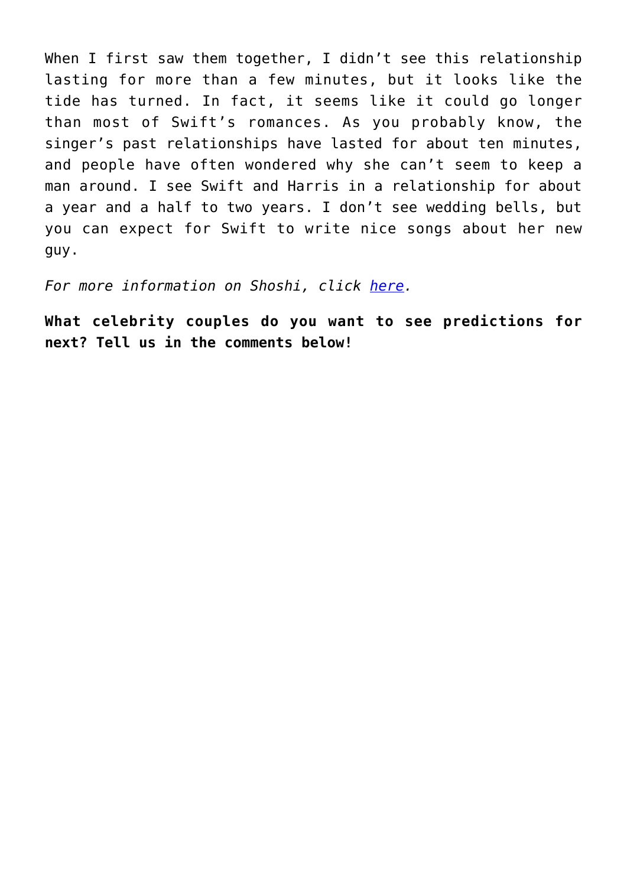When I first saw them together, I didn't see this relationship lasting for more than a few minutes, but it looks like the tide has turned. In fact, it seems like it could go longer than most of Swift's romances. As you probably know, the singer's past relationships have lasted for about ten minutes, and people have often wondered why she can't seem to keep a man around. I see Swift and Harris in a relationship for about a year and a half to two years. I don't see wedding bells, but you can expect for Swift to write nice songs about her new guy.

*For more information on Shoshi, click here.*

**What celebrity couples do you want to see predictions for next? Tell us in the comments below!**